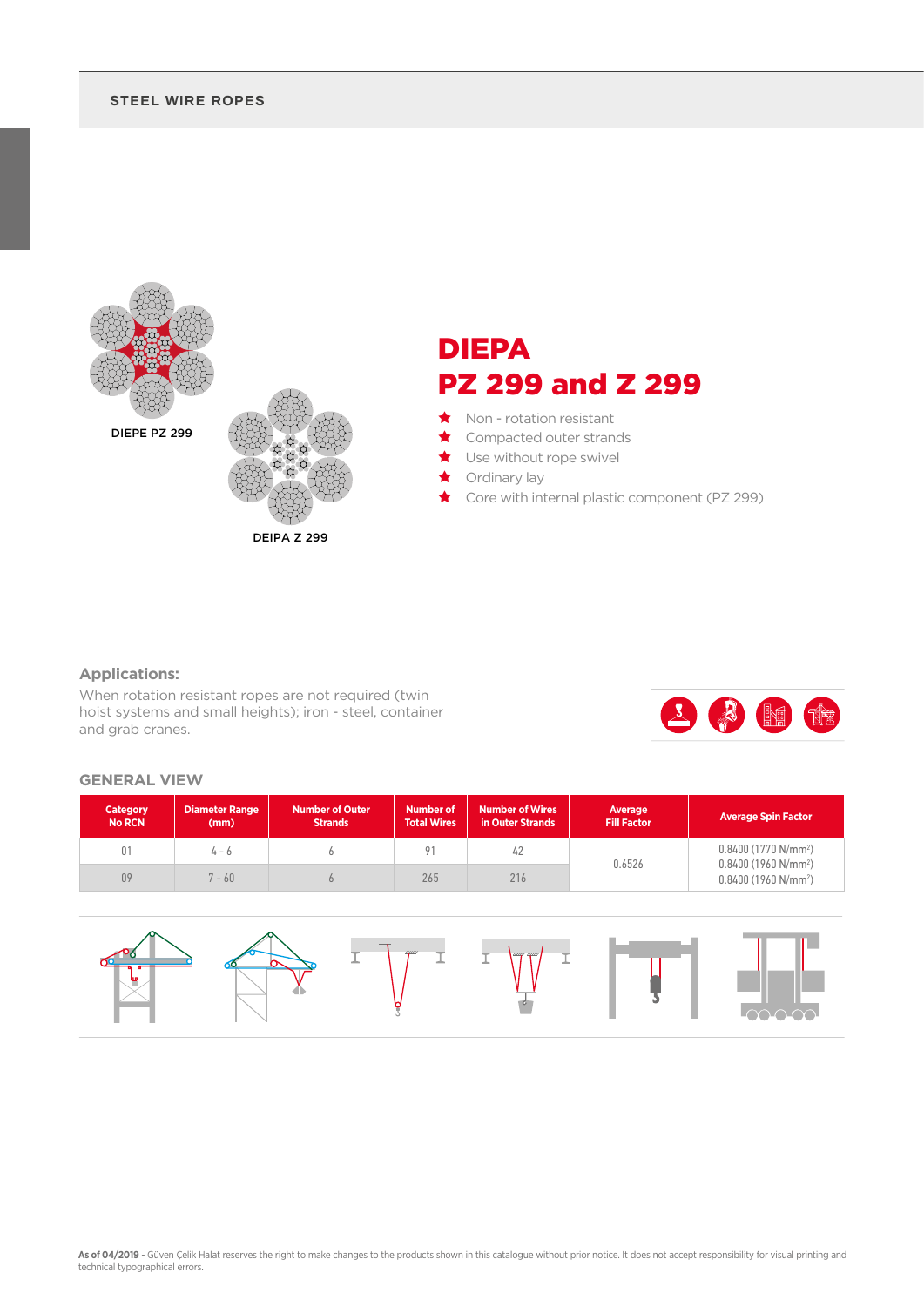## STEEL WIRE ROPES

DIEPE PZ 299

DEIPA Z 299

# DIEPA
# PZ 299 and Z 299

- Non - rotation resistant
- Compacted outer strands
- Use without rope swivel
- Ordinary lay
- Core with internal plastic component (PZ 299)

### Applications:

When rotation resistant ropes are not required (twin hoist systems and small heights); iron - steel, container and grab cranes.

### GENERAL VIEW

| Category No RCN | Diameter Range (mm) | Number of Outer Strands | Number of Total Wires | Number of Wires in Outer Strands | Average Fill Factor | Average Spin Factor |
|---|---|---|---|---|---|---|
| 01 | 4 - 6 | 6 | 91 | 42 | 0.6526 | 0.8400 (1770 N/mm²)<br>0.8400 (1960 N/mm²)<br>0.8400 (1960 N/mm²) |
| 09 | 7 - 60 | 6 | 265 | 216 | | |

**As of 04/2019** - Güven Çelik Halat reserves the right to make changes to the products shown in this catalogue without prior notice. It does not accept responsibility for visual printing and technical typographical errors.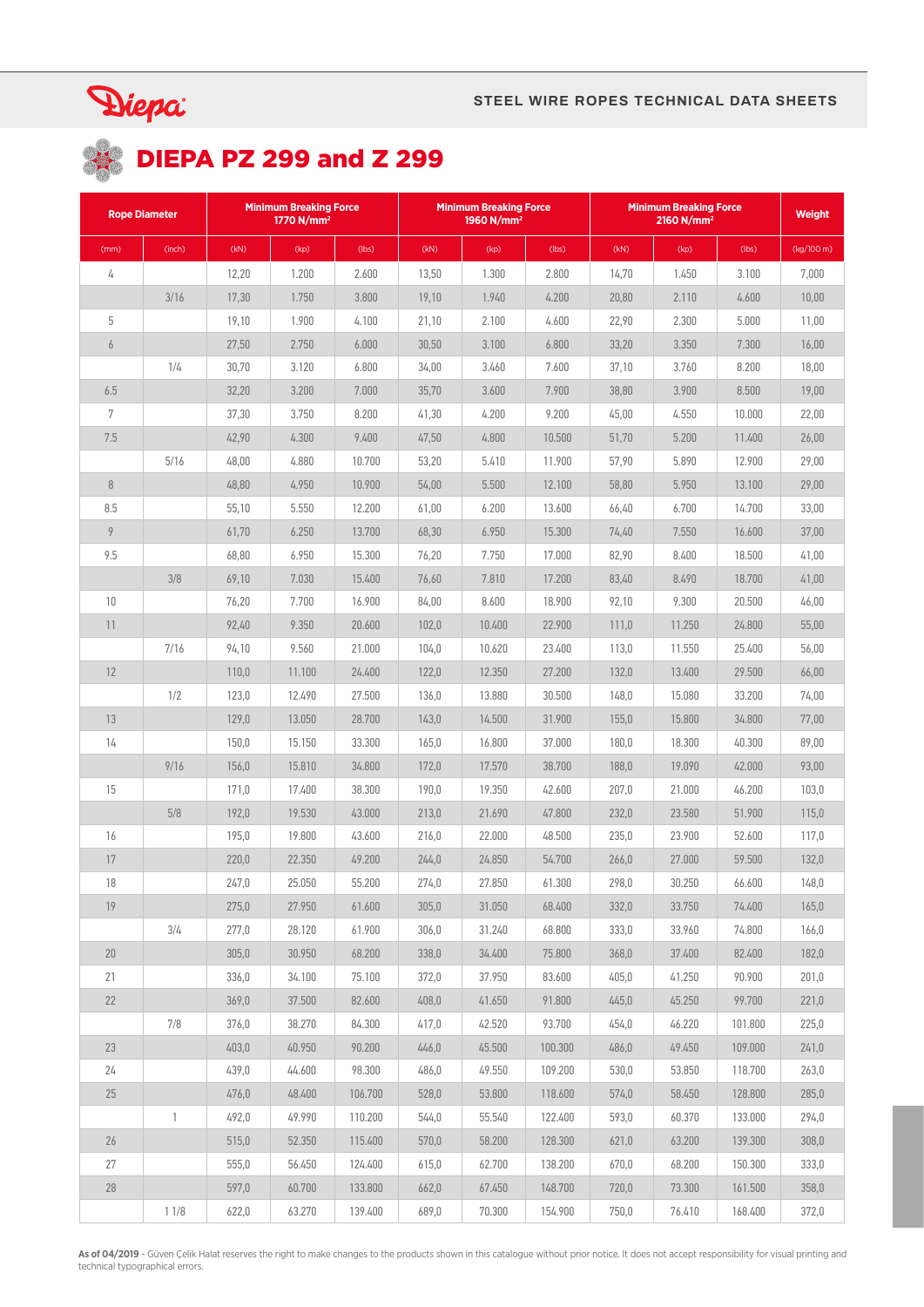# DIEPA PZ 299 and Z 299

| Rope Diameter | | Minimum Breaking Force 1770 N/mm² | | | Minimum Breaking Force 1960 N/mm² | | | Minimum Breaking Force 2160 N/mm² | | | Weight |
|---|---|---|---|---|---|---|---|---|---|---|---|
| (mm) | (inch) | (kN) | (kp) | (lbs) | (kN) | (kp) | (lbs) | (kN) | (kp) | (lbs) | (kg/100 m) |
| 4 | | 12,20 | 1.200 | 2.600 | 13,50 | 1.300 | 2.800 | 14,70 | 1.450 | 3.100 | 7,000 |
| | 3/16 | 17,30 | 1.750 | 3.800 | 19,10 | 1.940 | 4.200 | 20,80 | 2.110 | 4.600 | 10,00 |
| 5 | | 19,10 | 1.900 | 4.100 | 21,10 | 2.100 | 4.600 | 22,90 | 2.300 | 5.000 | 11,00 |
| 6 | | 27,50 | 2.750 | 6.000 | 30,50 | 3.100 | 6.800 | 33,20 | 3.350 | 7.300 | 16,00 |
| | 1/4 | 30,70 | 3.120 | 6.800 | 34,00 | 3.460 | 7.600 | 37,10 | 3.760 | 8.200 | 18,00 |
| 6.5 | | 32,20 | 3.200 | 7.000 | 35,70 | 3.600 | 7.900 | 38,80 | 3.900 | 8.500 | 19,00 |
| 7 | | 37,30 | 3.750 | 8.200 | 41,30 | 4.200 | 9.200 | 45,00 | 4.550 | 10.000 | 22,00 |
| 7.5 | | 42,90 | 4.300 | 9.400 | 47,50 | 4.800 | 10.500 | 51,70 | 5.200 | 11.400 | 26,00 |
| | 5/16 | 48,00 | 4.880 | 10.700 | 53,20 | 5.410 | 11.900 | 57,90 | 5.890 | 12.900 | 29,00 |
| 8 | | 48,80 | 4.950 | 10.900 | 54,00 | 5.500 | 12.100 | 58,80 | 5.950 | 13.100 | 29,00 |
| 8.5 | | 55,10 | 5.550 | 12.200 | 61,00 | 6.200 | 13.600 | 66,40 | 6.700 | 14.700 | 33,00 |
| 9 | | 61,70 | 6.250 | 13.700 | 68,30 | 6.950 | 15.300 | 74,40 | 7.550 | 16.600 | 37,00 |
| 9.5 | | 68,80 | 6.950 | 15.300 | 76,20 | 7.750 | 17.000 | 82,90 | 8.400 | 18.500 | 41,00 |
| | 3/8 | 69,10 | 7.030 | 15.400 | 76,60 | 7.810 | 17.200 | 83,40 | 8.490 | 18.700 | 41,00 |
| 10 | | 76,20 | 7.700 | 16.900 | 84,00 | 8.600 | 18.900 | 92,10 | 9.300 | 20.500 | 46,00 |
| 11 | | 92,40 | 9.350 | 20.600 | 102,0 | 10.400 | 22.900 | 111,0 | 11.250 | 24.800 | 55,00 |
| | 7/16 | 94,10 | 9.560 | 21.000 | 104,0 | 10.620 | 23.400 | 113,0 | 11.550 | 25.400 | 56,00 |
| 12 | | 110,0 | 11.100 | 24.400 | 122,0 | 12.350 | 27.200 | 132,0 | 13.400 | 29.500 | 66,00 |
| | 1/2 | 123,0 | 12.490 | 27.500 | 136,0 | 13.880 | 30.500 | 148,0 | 15.080 | 33.200 | 74,00 |
| 13 | | 129,0 | 13.050 | 28.700 | 143,0 | 14.500 | 31.900 | 155,0 | 15.800 | 34.800 | 77,00 |
| 14 | | 150,0 | 15.150 | 33.300 | 165,0 | 16.800 | 37.000 | 180,0 | 18.300 | 40.300 | 89,00 |
| | 9/16 | 156,0 | 15.810 | 34.800 | 172,0 | 17.570 | 38.700 | 188,0 | 19.090 | 42.000 | 93,00 |
| 15 | | 171,0 | 17.400 | 38.300 | 190,0 | 19.350 | 42.600 | 207,0 | 21.000 | 46.200 | 103,0 |
| | 5/8 | 192,0 | 19.530 | 43.000 | 213,0 | 21.690 | 47.800 | 232,0 | 23.580 | 51.900 | 115,0 |
| 16 | | 195,0 | 19.800 | 43.600 | 216,0 | 22.000 | 48.500 | 235,0 | 23.900 | 52.600 | 117,0 |
| 17 | | 220,0 | 22.350 | 49.200 | 244,0 | 24.850 | 54.700 | 266,0 | 27.000 | 59.500 | 132,0 |
| 18 | | 247,0 | 25.050 | 55.200 | 274,0 | 27.850 | 61.300 | 298,0 | 30.250 | 66.600 | 148,0 |
| 19 | | 275,0 | 27.950 | 61.600 | 305,0 | 31.050 | 68.400 | 332,0 | 33.750 | 74.400 | 165,0 |
| | 3/4 | 277,0 | 28.120 | 61.900 | 306,0 | 31.240 | 68.800 | 333,0 | 33.960 | 74.800 | 166,0 |
| 20 | | 305,0 | 30.950 | 68.200 | 338,0 | 34.400 | 75.800 | 368,0 | 37.400 | 82.400 | 182,0 |
| 21 | | 336,0 | 34.100 | 75.100 | 372,0 | 37.950 | 83.600 | 405,0 | 41.250 | 90.900 | 201,0 |
| 22 | | 369,0 | 37.500 | 82.600 | 408,0 | 41.650 | 91.800 | 445,0 | 45.250 | 99.700 | 221,0 |
| | 7/8 | 376,0 | 38.270 | 84.300 | 417,0 | 42.520 | 93.700 | 454,0 | 46.220 | 101.800 | 225,0 |
| 23 | | 403,0 | 40.950 | 90.200 | 446,0 | 45.500 | 100.300 | 486,0 | 49.450 | 109.000 | 241,0 |
| 24 | | 439,0 | 44.600 | 98.300 | 486,0 | 49.550 | 109.200 | 530,0 | 53.850 | 118.700 | 263,0 |
| 25 | | 476,0 | 48.400 | 106.700 | 528,0 | 53.800 | 118.600 | 574,0 | 58.450 | 128.800 | 285,0 |
| | 1 | 492,0 | 49.990 | 110.200 | 544,0 | 55.540 | 122.400 | 593,0 | 60.370 | 133.000 | 294,0 |
| 26 | | 515,0 | 52.350 | 115.400 | 570,0 | 58.200 | 128.300 | 621,0 | 63.200 | 139.300 | 308,0 |
| 27 | | 555,0 | 56.450 | 124.400 | 615,0 | 62.700 | 138.200 | 670,0 | 68.200 | 150.300 | 333,0 |
| 28 | | 597,0 | 60.700 | 133.800 | 662,0 | 67.450 | 148.700 | 720,0 | 73.300 | 161.500 | 358,0 |
| | 1 1/8 | 622,0 | 63.270 | 139.400 | 689,0 | 70.300 | 154.900 | 750,0 | 76.410 | 168.400 | 372,0 |

**As of 04/2019** - Güven Çelik Halat reserves the right to make changes to the products shown in this catalogue without prior notice. It does not accept responsibility for visual printing and technical typographical errors.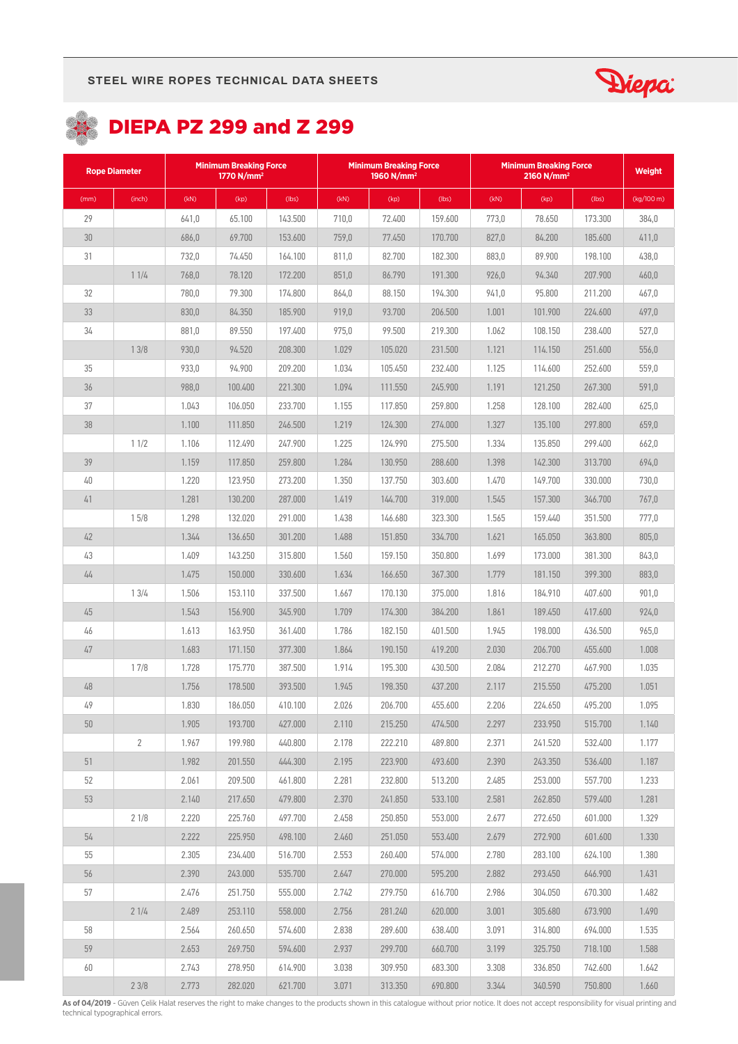STEEL WIRE ROPES TECHNICAL DATA SHEETS

# DIEPA PZ 299 and Z 299

| Rope Diameter | | Minimum Breaking Force 1770 N/mm² | | | Minimum Breaking Force 1960 N/mm² | | | Minimum Breaking Force 2160 N/mm² | | | Weight |
|---|---|---|---|---|---|---|---|---|---|---|---|
| (mm) | (inch) | (kN) | (kp) | (lbs) | (kN) | (kp) | (lbs) | (kN) | (kp) | (lbs) | (kg/100 m) |
| 29 | | 641,0 | 65.100 | 143.500 | 710,0 | 72.400 | 159.600 | 773,0 | 78.650 | 173.300 | 384,0 |
| 30 | | 686,0 | 69.700 | 153.600 | 759,0 | 77.450 | 170.700 | 827,0 | 84.200 | 185.600 | 411,0 |
| 31 | | 732,0 | 74.450 | 164.100 | 811,0 | 82.700 | 182.300 | 883,0 | 89.900 | 198.100 | 438,0 |
| | 1 1/4 | 768,0 | 78.120 | 172.200 | 851,0 | 86.790 | 191.300 | 926,0 | 94.340 | 207.900 | 460,0 |
| 32 | | 780,0 | 79.300 | 174.800 | 864,0 | 88.150 | 194.300 | 941,0 | 95.800 | 211.200 | 467,0 |
| 33 | | 830,0 | 84.350 | 185.900 | 919,0 | 93.700 | 206.500 | 1.001 | 101.900 | 224.600 | 497,0 |
| 34 | | 881,0 | 89.550 | 197.400 | 975,0 | 99.500 | 219.300 | 1.062 | 108.150 | 238.400 | 527,0 |
| | 1 3/8 | 930,0 | 94.520 | 208.300 | 1.029 | 105.020 | 231.500 | 1.121 | 114.150 | 251.600 | 556,0 |
| 35 | | 933,0 | 94.900 | 209.200 | 1.034 | 105.450 | 232.400 | 1.125 | 114.600 | 252.600 | 559,0 |
| 36 | | 988,0 | 100.400 | 221.300 | 1.094 | 111.550 | 245.900 | 1.191 | 121.250 | 267.300 | 591,0 |
| 37 | | 1.043 | 106.050 | 233.700 | 1.155 | 117.850 | 259.800 | 1.258 | 128.100 | 282.400 | 625,0 |
| 38 | | 1.100 | 111.850 | 246.500 | 1.219 | 124.300 | 274.000 | 1.327 | 135.100 | 297.800 | 659,0 |
| | 1 1/2 | 1.106 | 112.490 | 247.900 | 1.225 | 124.990 | 275.500 | 1.334 | 135.850 | 299.400 | 662,0 |
| 39 | | 1.159 | 117.850 | 259.800 | 1.284 | 130.950 | 288.600 | 1.398 | 142.300 | 313.700 | 694,0 |
| 40 | | 1.220 | 123.950 | 273.200 | 1.350 | 137.750 | 303.600 | 1.470 | 149.700 | 330.000 | 730,0 |
| 41 | | 1.281 | 130.200 | 287.000 | 1.419 | 144.700 | 319.000 | 1.545 | 157.300 | 346.700 | 767,0 |
| | 1 5/8 | 1.298 | 132.020 | 291.000 | 1.438 | 146.680 | 323.300 | 1.565 | 159.440 | 351.500 | 777,0 |
| 42 | | 1.344 | 136.650 | 301.200 | 1.488 | 151.850 | 334.700 | 1.621 | 165.050 | 363.800 | 805,0 |
| 43 | | 1.409 | 143.250 | 315.800 | 1.560 | 159.150 | 350.800 | 1.699 | 173.000 | 381.300 | 843,0 |
| 44 | | 1.475 | 150.000 | 330.600 | 1.634 | 166.650 | 367.300 | 1.779 | 181.150 | 399.300 | 883,0 |
| | 1 3/4 | 1.506 | 153.110 | 337.500 | 1.667 | 170.130 | 375.000 | 1.816 | 184.910 | 407.600 | 901,0 |
| 45 | | 1.543 | 156.900 | 345.900 | 1.709 | 174.300 | 384.200 | 1.861 | 189.450 | 417.600 | 924,0 |
| 46 | | 1.613 | 163.950 | 361.400 | 1.786 | 182.150 | 401.500 | 1.945 | 198.000 | 436.500 | 965,0 |
| 47 | | 1.683 | 171.150 | 377.300 | 1.864 | 190.150 | 419.200 | 2.030 | 206.700 | 455.600 | 1.008 |
| | 1 7/8 | 1.728 | 175.770 | 387.500 | 1.914 | 195.300 | 430.500 | 2.084 | 212.270 | 467.900 | 1.035 |
| 48 | | 1.756 | 178.500 | 393.500 | 1.945 | 198.350 | 437.200 | 2.117 | 215.550 | 475.200 | 1.051 |
| 49 | | 1.830 | 186.050 | 410.100 | 2.026 | 206.700 | 455.600 | 2.206 | 224.650 | 495.200 | 1.095 |
| 50 | | 1.905 | 193.700 | 427.000 | 2.110 | 215.250 | 474.500 | 2.297 | 233.950 | 515.700 | 1.140 |
| | 2 | 1.967 | 199.980 | 440.800 | 2.178 | 222.210 | 489.800 | 2.371 | 241.520 | 532.400 | 1.177 |
| 51 | | 1.982 | 201.550 | 444.300 | 2.195 | 223.900 | 493.600 | 2.390 | 243.350 | 536.400 | 1.187 |
| 52 | | 2.061 | 209.500 | 461.800 | 2.281 | 232.800 | 513.200 | 2.485 | 253.000 | 557.700 | 1.233 |
| 53 | | 2.140 | 217.650 | 479.800 | 2.370 | 241.850 | 533.100 | 2.581 | 262.850 | 579.400 | 1.281 |
| | 2 1/8 | 2.220 | 225.760 | 497.700 | 2.458 | 250.850 | 553.000 | 2.677 | 272.650 | 601.000 | 1.329 |
| 54 | | 2.222 | 225.950 | 498.100 | 2.460 | 251.050 | 553.400 | 2.679 | 272.900 | 601.600 | 1.330 |
| 55 | | 2.305 | 234.400 | 516.700 | 2.553 | 260.400 | 574.000 | 2.780 | 283.100 | 624.100 | 1.380 |
| 56 | | 2.390 | 243.000 | 535.700 | 2.647 | 270.000 | 595.200 | 2.882 | 293.450 | 646.900 | 1.431 |
| 57 | | 2.476 | 251.750 | 555.000 | 2.742 | 279.750 | 616.700 | 2.986 | 304.050 | 670.300 | 1.482 |
| | 2 1/4 | 2.489 | 253.110 | 558.000 | 2.756 | 281.240 | 620.000 | 3.001 | 305.680 | 673.900 | 1.490 |
| 58 | | 2.564 | 260.650 | 574.600 | 2.838 | 289.600 | 638.400 | 3.091 | 314.800 | 694.000 | 1.535 |
| 59 | | 2.653 | 269.750 | 594.600 | 2.937 | 299.700 | 660.700 | 3.199 | 325.750 | 718.100 | 1.588 |
| 60 | | 2.743 | 278.950 | 614.900 | 3.038 | 309.950 | 683.300 | 3.308 | 336.850 | 742.600 | 1.642 |
| | 2 3/8 | 2.773 | 282.020 | 621.700 | 3.071 | 313.350 | 690.800 | 3.344 | 340.590 | 750.800 | 1.660 |

**As of 04/2019** - Güven Çelik Halat reserves the right to make changes to the products shown in this catalogue without prior notice. It does not accept responsibility for visual printing and technical typographical errors.